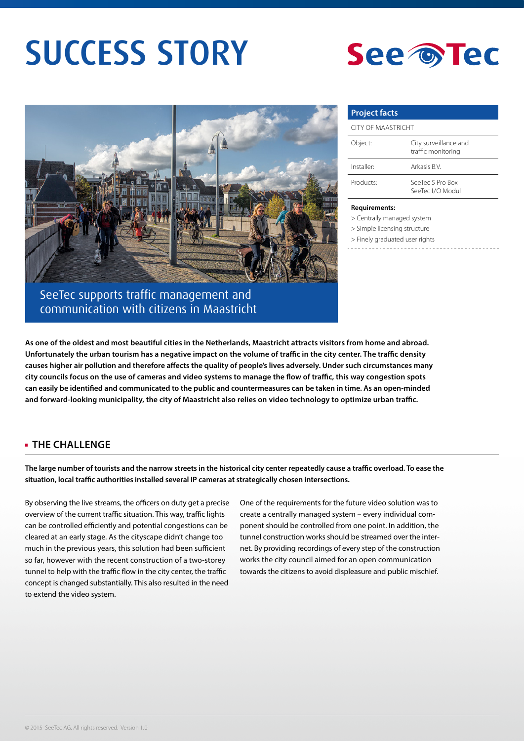# SUCCESS STORY

SeeTec

## SeeTec supports traffic management and communication with citizens in Maastricht

| Project facts | |
|---|---|
| CITY OF MAASTRICHT | |
| Object: | City surveillance and traffic monitoring |
| Installer: | Arkasis B.V. |
| Products: | SeeTec 5 Pro Box<br>SeeTec I/O Modul |

**Requirements:**

> Centrally managed system
> Simple licensing structure
> Finely graduated user rights

**As one of the oldest and most beautiful cities in the Netherlands, Maastricht attracts visitors from home and abroad. Unfortunately the urban tourism has a negative impact on the volume of traffic in the city center. The traffic density causes higher air pollution and therefore affects the quality of people's lives adversely. Under such circumstances many city councils focus on the use of cameras and video systems to manage the flow of traffic, this way congestion spots can easily be identified and communicated to the public and countermeasures can be taken in time. As an open-minded and forward-looking municipality, the city of Maastricht also relies on video technology to optimize urban traffic.**

## THE CHALLENGE

**The large number of tourists and the narrow streets in the historical city center repeatedly cause a traffic overload. To ease the situation, local traffic authorities installed several IP cameras at strategically chosen intersections.**

By observing the live streams, the officers on duty get a precise overview of the current traffic situation. This way, traffic lights can be controlled efficiently and potential congestions can be cleared at an early stage. As the cityscape didn't change too much in the previous years, this solution had been sufficient so far, however with the recent construction of a two-storey tunnel to help with the traffic flow in the city center, the traffic concept is changed substantially. This also resulted in the need to extend the video system.

One of the requirements for the future video solution was to create a centrally managed system – every individual component should be controlled from one point. In addition, the tunnel construction works should be streamed over the internet. By providing recordings of every step of the construction works the city council aimed for an open communication towards the citizens to avoid displeasure and public mischief.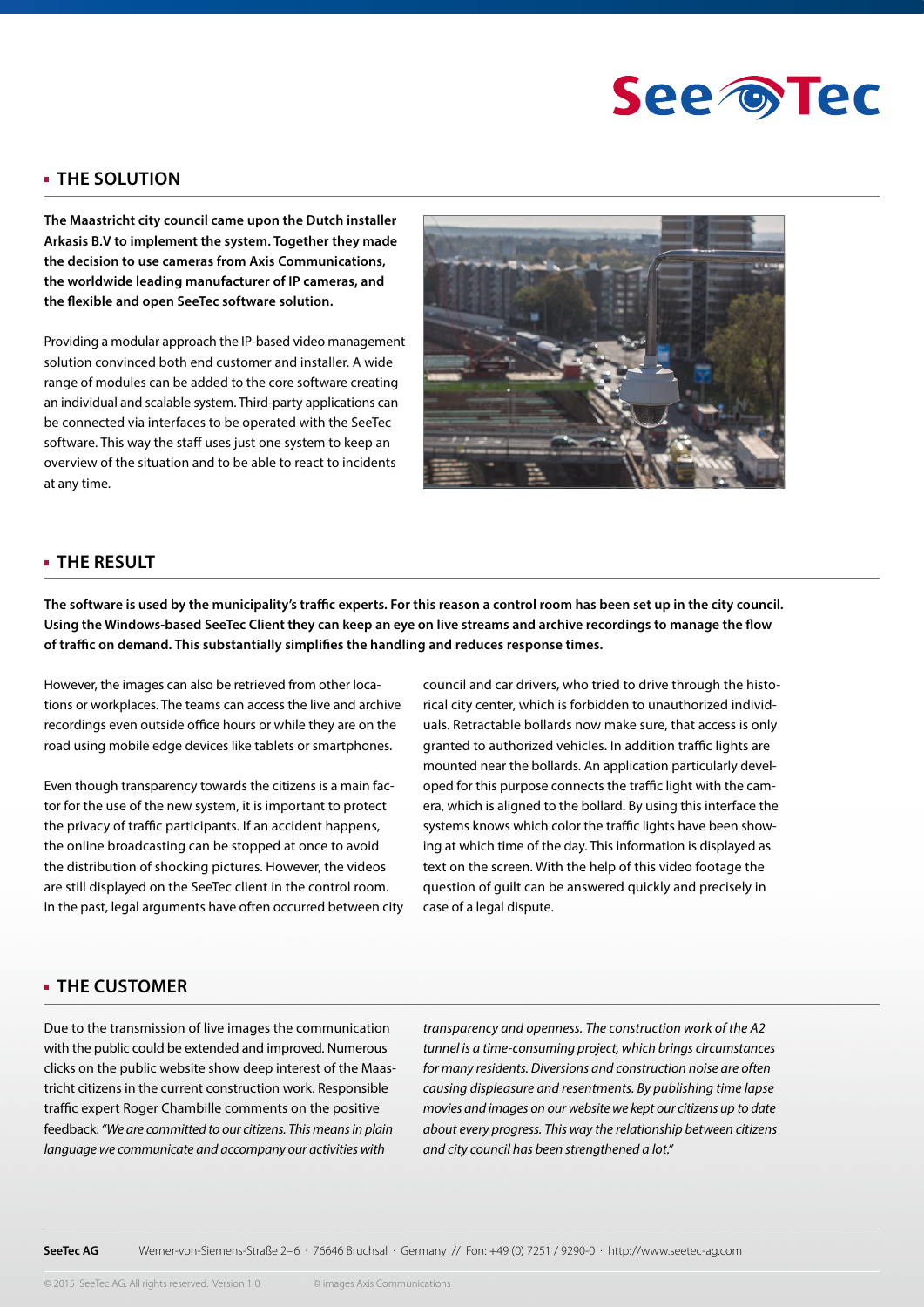## THE SOLUTION

**The Maastricht city council came upon the Dutch installer Arkasis B.V to implement the system. Together they made the decision to use cameras from Axis Communications, the worldwide leading manufacturer of IP cameras, and the flexible and open SeeTec software solution.**

Providing a modular approach the IP-based video management solution convinced both end customer and installer. A wide range of modules can be added to the core software creating an individual and scalable system. Third-party applications can be connected via interfaces to be operated with the SeeTec software. This way the staff uses just one system to keep an overview of the situation and to be able to react to incidents at any time.

## THE RESULT

**The software is used by the municipality's traffic experts. For this reason a control room has been set up in the city council. Using the Windows-based SeeTec Client they can keep an eye on live streams and archive recordings to manage the flow of traffic on demand. This substantially simplifies the handling and reduces response times.**

However, the images can also be retrieved from other locations or workplaces. The teams can access the live and archive recordings even outside office hours or while they are on the road using mobile edge devices like tablets or smartphones.

Even though transparency towards the citizens is a main factor for the use of the new system, it is important to protect the privacy of traffic participants. If an accident happens, the online broadcasting can be stopped at once to avoid the distribution of shocking pictures. However, the videos are still displayed on the SeeTec client in the control room. In the past, legal arguments have often occurred between city council and car drivers, who tried to drive through the historical city center, which is forbidden to unauthorized individuals. Retractable bollards now make sure, that access is only granted to authorized vehicles. In addition traffic lights are mounted near the bollards. An application particularly developed for this purpose connects the traffic light with the camera, which is aligned to the bollard. By using this interface the systems knows which color the traffic lights have been showing at which time of the day. This information is displayed as text on the screen. With the help of this video footage the question of guilt can be answered quickly and precisely in case of a legal dispute.

## THE CUSTOMER

Due to the transmission of live images the communication with the public could be extended and improved. Numerous clicks on the public website show deep interest of the Maastricht citizens in the current construction work. Responsible traffic expert Roger Chambille comments on the positive feedback: *"We are committed to our citizens. This means in plain language we communicate and accompany our activities with transparency and openness. The construction work of the A2 tunnel is a time-consuming project, which brings circumstances for many residents. Diversions and construction noise are often causing displeasure and resentments. By publishing time lapse movies and images on our website we kept our citizens up to date about every progress. This way the relationship between citizens and city council has been strengthened a lot."*

**SeeTec AG** Werner-von-Siemens-Straße 2–6 · 76646 Bruchsal · Germany // Fon: +49 (0) 7251 / 9290-0 · http://www.seetec-ag.com

© 2015 SeeTec AG. All rights reserved. Version 1.0 © images Axis Communications